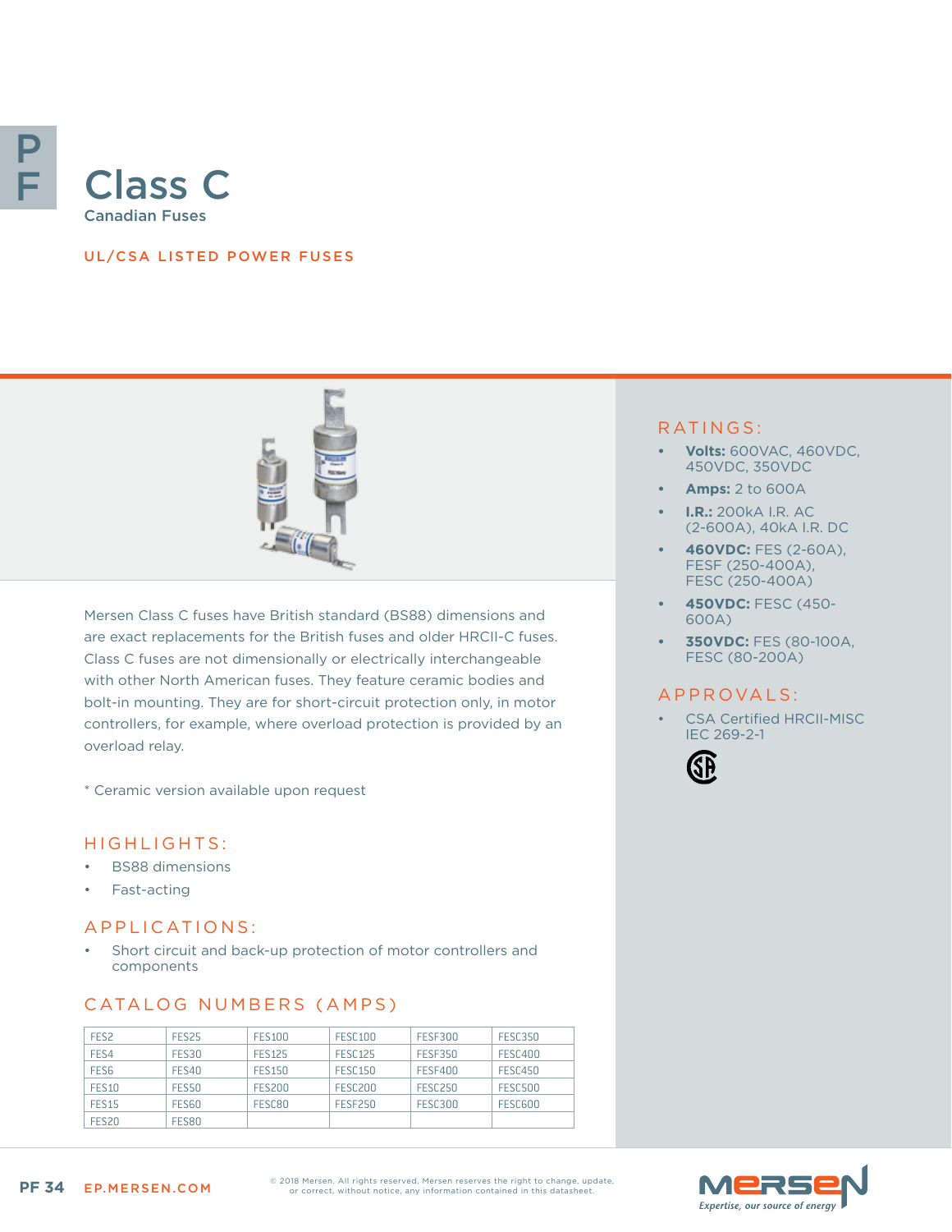# Class C

## Canadian Fuses

UL/CSA LISTED POWER FUSES

Mersen Class C fuses have British standard (BS88) dimensions and are exact replacements for the British fuses and older HRCII-C fuses. Class C fuses are not dimensionally or electrically interchangeable with other North American fuses. They feature ceramic bodies and bolt-in mounting. They are for short-circuit protection only, in motor controllers, for example, where overload protection is provided by an overload relay.

* Ceramic version available upon request

## HIGHLIGHTS:

- BS88 dimensions
- Fast-acting

## APPLICATIONS:

- Short circuit and back-up protection of motor controllers and components

## CATALOG NUMBERS (AMPS)

| FES2 | FES25 | FES100 | FESC100 | FESF300 | FESC350 |
|---|---|---|---|---|---|
| FES4 | FES30 | FES125 | FESC125 | FESF350 | FESC400 |
| FES6 | FES40 | FES150 | FESC150 | FESF400 | FESC450 |
| FES10 | FES50 | FES200 | FESC200 | FESC250 | FESC500 |
| FES15 | FES60 | FESC80 | FESF250 | FESC300 | FESC600 |
| FES20 | FES80 | | | | |

## RATINGS:

- **Volts:** 600VAC, 460VDC, 450VDC, 350VDC
- **Amps:** 2 to 600A
- **I.R.:** 200kA I.R. AC (2-600A), 40kA I.R. DC
- **460VDC:** FES (2-60A), FESF (250-400A), FESC (250-400A)
- **450VDC:** FESC (450-600A)
- **350VDC:** FES (80-100A, FESC (80-200A)

## APPROVALS:

- CSA Certified HRCII-MISC IEC 269-2-1

EP.MERSEN.COM

© 2018 Mersen. All rights reserved. Mersen reserves the right to change, update, or correct, without notice, any information contained in this datasheet.

Expertise, our source of energy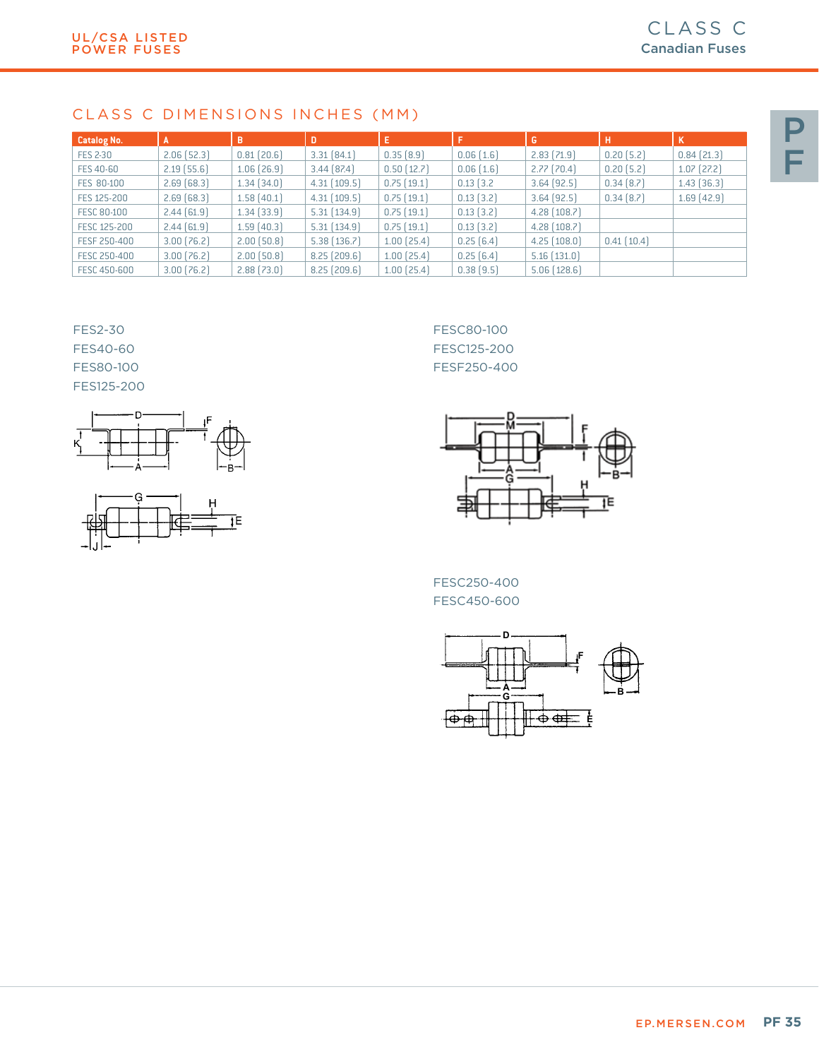## CLASS C DIMENSIONS INCHES (MM)

| Catalog No. | A | B | D | E | F | G | H | K |
|---|---|---|---|---|---|---|---|---|
| FES 2-30 | 2.06 (52.3) | 0.81 (20.6) | 3.31 (84.1) | 0.35 (8.9) | 0.06 (1.6) | 2.83 (71.9) | 0.20 (5.2) | 0.84 (21.3) |
| FES 40-60 | 2.19 (55.6) | 1.06 (26.9) | 3.44 (87.4) | 0.50 (12.7) | 0.06 (1.6) | 2.77 (70.4) | 0.20 (5.2) | 1.07 (27.2) |
| FES 80-100 | 2.69 (68.3) | 1.34 (34.0) | 4.31 (109.5) | 0.75 (19.1) | 0.13 (3.2 | 3.64 (92.5) | 0.34 (8.7) | 1.43 (36.3) |
| FES 125-200 | 2.69 (68.3) | 1.58 (40.1) | 4.31 (109.5) | 0.75 (19.1) | 0.13 (3.2) | 3.64 (92.5) | 0.34 (8.7) | 1.69 (42.9) |
| FESC 80-100 | 2.44 (61.9) | 1.34 (33.9) | 5.31 (134.9) | 0.75 (19.1) | 0.13 (3.2) | 4.28 (108.7) | | |
| FESC 125-200 | 2.44 (61.9) | 1.59 (40.3) | 5.31 (134.9) | 0.75 (19.1) | 0.13 (3.2) | 4.28 (108.7) | | |
| FESF 250-400 | 3.00 (76.2) | 2.00 (50.8) | 5.38 (136.7) | 1.00 (25.4) | 0.25 (6.4) | 4.25 (108.0) | 0.41 (10.4) | |
| FESC 250-400 | 3.00 (76.2) | 2.00 (50.8) | 8.25 (209.6) | 1.00 (25.4) | 0.25 (6.4) | 5.16 (131.0) | | |
| FESC 450-600 | 3.00 (76.2) | 2.88 (73.0) | 8.25 (209.6) | 1.00 (25.4) | 0.38 (9.5) | 5.06 (128.6) | | |

FES2-30
FES40-60
FES80-100
FES125-200

D
F
K
A
B
G
H
E
J

FESC80-100
FESC125-200
FESF250-400

D
M
F
A
B
G
H
E

FESC250-400
FESC450-600

D
F
A
B
G
E